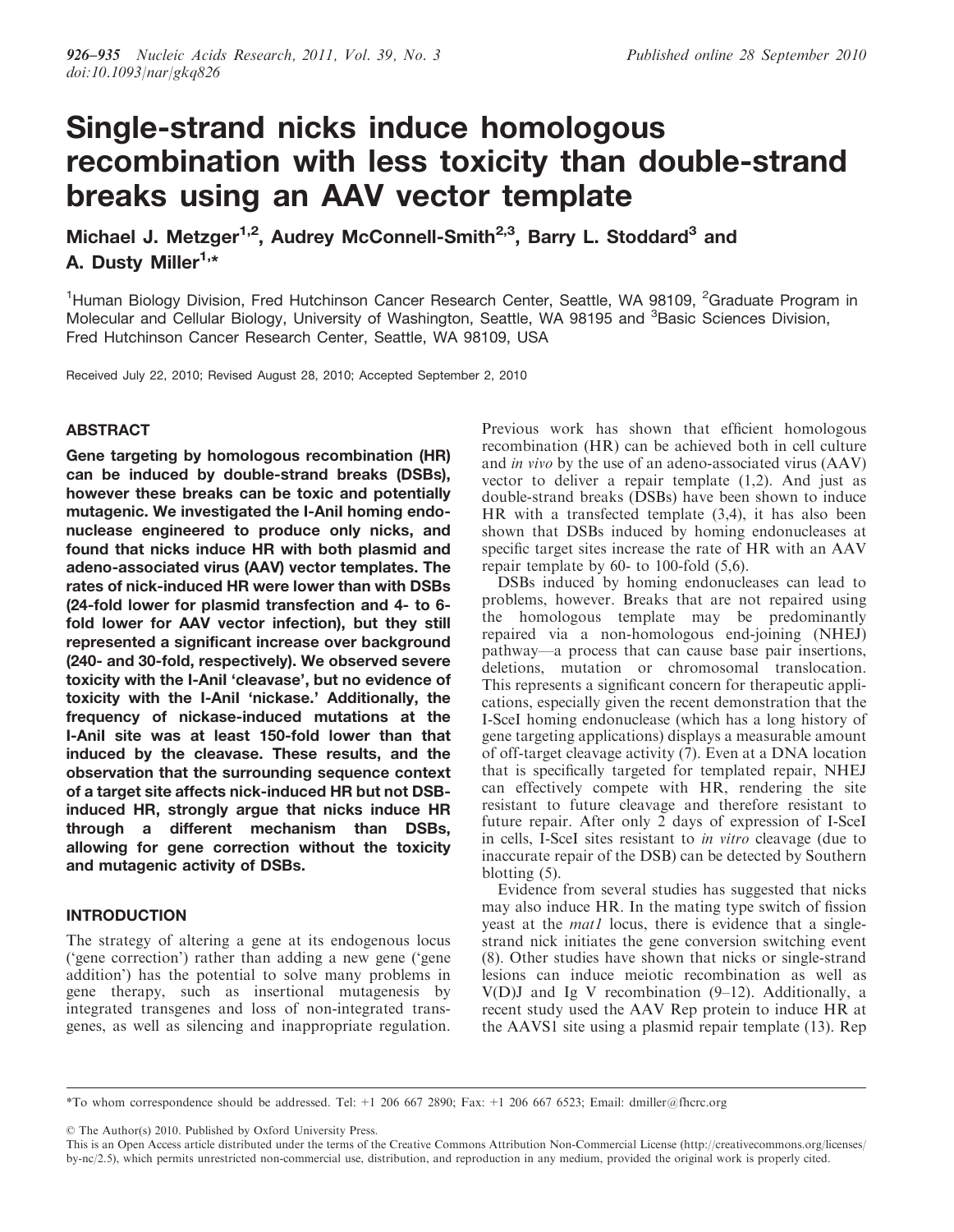# Single-strand nicks induce homologous recombination with less toxicity than double-strand breaks using an AAV vector template

Michael J. Metzger[1,2], Audrey McConnell-Smith[2,3], Barry L. Stoddard[3] and A. Dusty Miller[1,*]

[1]Human Biology Division, Fred Hutchinson Cancer Research Center, Seattle, WA 98109, [2]Graduate Program in Molecular and Cellular Biology, University of Washington, Seattle, WA 98195 and [3]Basic Sciences Division, Fred Hutchinson Cancer Research Center, Seattle, WA 98109, USA

Received July 22, 2010; Revised August 28, 2010; Accepted September 2, 2010

## ABSTRACT

**Gene targeting by homologous recombination (HR) can be induced by double-strand breaks (DSBs), however these breaks can be toxic and potentially mutagenic. We investigated the I-AniI homing endonuclease engineered to produce only nicks, and found that nicks induce HR with both plasmid and adeno-associated virus (AAV) vector templates. The rates of nick-induced HR were lower than with DSBs (24-fold lower for plasmid transfection and 4- to 6-fold lower for AAV vector infection), but they still represented a significant increase over background (240- and 30-fold, respectively). We observed severe toxicity with the I-AniI 'cleavase', but no evidence of toxicity with the I-AniI 'nickase.' Additionally, the frequency of nickase-induced mutations at the I-AniI site was at least 150-fold lower than that induced by the cleavase. These results, and the observation that the surrounding sequence context of a target site affects nick-induced HR but not DSB-induced HR, strongly argue that nicks induce HR through a different mechanism than DSBs, allowing for gene correction without the toxicity and mutagenic activity of DSBs.**

## INTRODUCTION

The strategy of altering a gene at its endogenous locus ('gene correction') rather than adding a new gene ('gene addition') has the potential to solve many problems in gene therapy, such as insertional mutagenesis by integrated transgenes and loss of non-integrated transgenes, as well as silencing and inappropriate regulation.

Previous work has shown that efficient homologous recombination (HR) can be achieved both in cell culture and *in vivo* by the use of an adeno-associated virus (AAV) vector to deliver a repair template (1,2). And just as double-strand breaks (DSBs) have been shown to induce HR with a transfected template (3,4), it has also been shown that DSBs induced by homing endonucleases at specific target sites increase the rate of HR with an AAV repair template by 60- to 100-fold (5,6).

DSBs induced by homing endonucleases can lead to problems, however. Breaks that are not repaired using the homologous template may be predominantly repaired via a non-homologous end-joining (NHEJ) pathway—a process that can cause base pair insertions, deletions, mutation or chromosomal translocation. This represents a significant concern for therapeutic applications, especially given the recent demonstration that the I-SceI homing endonuclease (which has a long history of gene targeting applications) displays a measurable amount of off-target cleavage activity (7). Even at a DNA location that is specifically targeted for templated repair, NHEJ can effectively compete with HR, rendering the site resistant to future cleavage and therefore resistant to future repair. After only 2 days of expression of I-SceI in cells, I-SceI sites resistant to *in vitro* cleavage (due to inaccurate repair of the DSB) can be detected by Southern blotting (5).

Evidence from several studies has suggested that nicks may also induce HR. In the mating type switch of fission yeast at the *mat1* locus, there is evidence that a single-strand nick initiates the gene conversion switching event (8). Other studies have shown that nicks or single-strand lesions can induce meiotic recombination as well as V(D)J and Ig V recombination (9–12). Additionally, a recent study used the AAV Rep protein to induce HR at the AAVS1 site using a plasmid repair template (13). Rep

*To whom correspondence should be addressed. Tel: +1 206 667 2890; Fax: +1 206 667 6523; Email: dmiller@fhcrc.org

© The Author(s) 2010. Published by Oxford University Press.

This is an Open Access article distributed under the terms of the Creative Commons Attribution Non-Commercial License (http://creativecommons.org/licenses/by-nc/2.5), which permits unrestricted non-commercial use, distribution, and reproduction in any medium, provided the original work is properly cited.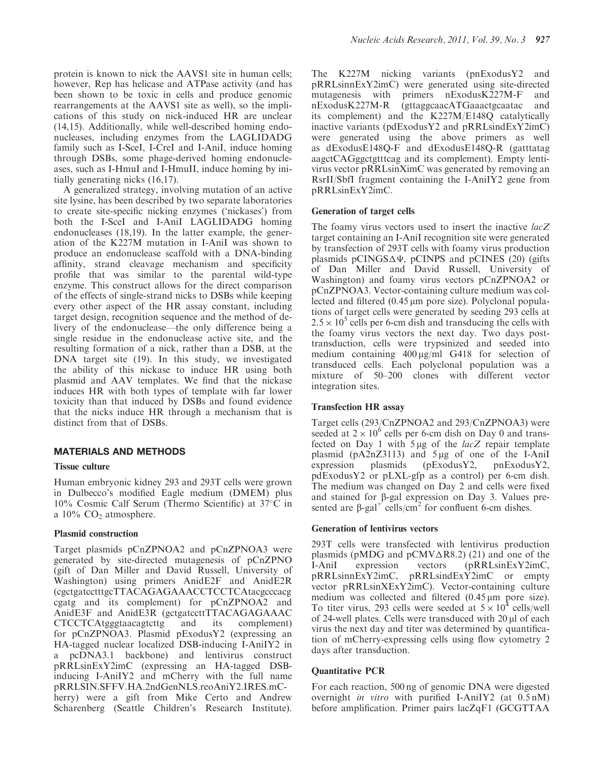protein is known to nick the AAVS1 site in human cells; however, Rep has helicase and ATPase activity (and has been shown to be toxic in cells and produce genomic rearrangements at the AAVS1 site as well), so the implications of this study on nick-induced HR are unclear (14,15). Additionally, while well-described homing endonucleases, including enzymes from the LAGLIDADG family such as I-SceI, I-CreI and I-AniI, induce homing through DSBs, some phage-derived homing endonucleases, such as I-HmuI and I-HmuII, induce homing by initially generating nicks (16,17).

A generalized strategy, involving mutation of an active site lysine, has been described by two separate laboratories to create site-specific nicking enzymes ('nickases') from both the I-SceI and I-AniI LAGLIDADG homing endonucleases (18,19). In the latter example, the generation of the K227M mutation in I-AniI was shown to produce an endonuclease scaffold with a DNA-binding affinity, strand cleavage mechanism and specificity profile that was similar to the parental wild-type enzyme. This construct allows for the direct comparison of the effects of single-strand nicks to DSBs while keeping every other aspect of the HR assay constant, including target design, recognition sequence and the method of delivery of the endonuclease—the only difference being a single residue in the endonuclease active site, and the resulting formation of a nick, rather than a DSB, at the DNA target site (19). In this study, we investigated the ability of this nickase to induce HR using both plasmid and AAV templates. We find that the nickase induces HR with both types of template with far lower toxicity than that induced by DSBs and found evidence that the nicks induce HR through a mechanism that is distinct from that of DSBs.

## MATERIALS AND METHODS

### Tissue culture

Human embryonic kidney 293 and 293T cells were grown in Dulbecco's modified Eagle medium (DMEM) plus 10% Cosmic Calf Serum (Thermo Scientific) at 37°C in a 10% $CO_2$ atmosphere.

### Plasmid construction

Target plasmids pCnZPNOA2 and pCnZPNOA3 were generated by site-directed mutagenesis of pCnZPNO (gift of Dan Miller and David Russell, University of Washington) using primers AnidE2F and AnidE2R (cgctgatcctttgcTTACAGAGAAACCTCCTCAtacgcccacg cgatg and its complement) for pCnZPNOA2 and AnidE3F and AnidE3R (gctgatccttTTACAGAGAAAC CTCCTCAtgggtaacagtcttg and its complement) for pCnZPNOA3. Plasmid pExodusY2 (expressing an HA-tagged nuclear localized DSB-inducing I-AniIY2 in a pcDNA3.1 backbone) and lentivirus construct pRRLsinExY2imC (expressing an HA-tagged DSB-inducing I-AniIY2 and mCherry with the full name pRRLSIN.SFFV.HA.2ndGenNLS.reoAniY2.IRES.mCherry) were a gift from Mike Certo and Andrew Scharenberg (Seattle Children's Research Institute). The K227M nicking variants (pnExodusY2 and pRRLsinnExY2imC) were generated using site-directed mutagenesis with primers nExodusK227M-F and nExodusK227M-R (gttaggcaacATGaaactgcaatac and its complement) and the K227M/E148Q catalytically inactive variants (pdExodusY2 and pRRLsindExY2imC) were generated using the above primers as well as dExodusE148Q-F and dExodusE148Q-R (gatttatag aagctCAGggctgtttcag and its complement). Empty lentivirus vector pRRLsinXimC was generated by removing an RsrII/SbfI fragment containing the I-AniIY2 gene from pRRLsinExY2imC.

### Generation of target cells

The foamy virus vectors used to insert the inactive *lacZ* target containing an I-AniI recognition site were generated by transfection of 293T cells with foamy virus production plasmids pCINGS$\Delta\Psi$, pCINPS and pCINES (20) (gifts of Dan Miller and David Russell, University of Washington) and foamy virus vectors pCnZPNOA2 or pCnZPNOA3. Vector-containing culture medium was collected and filtered (0.45 µm pore size). Polyclonal populations of target cells were generated by seeding 293 cells at $2.5 \times 10^5$ cells per 6-cm dish and transducing the cells with the foamy virus vectors the next day. Two days post-transduction, cells were trypsinized and seeded into medium containing 400 µg/ml G418 for selection of transduced cells. Each polyclonal population was a mixture of 50–200 clones with different vector integration sites.

### Transfection HR assay

Target cells (293/CnZPNOA2 and 293/CnZPNOA3) were seeded at $2 \times 10^6$ cells per 6-cm dish on Day 0 and transfected on Day 1 with 5 µg of the *lacZ* repair template plasmid (pA2nZ3113) and 5 µg of one of the I-AniI expression plasmids (pExodusY2, pnExodusY2, pdExodusY2 or pLXL-gfp as a control) per 6-cm dish. The medium was changed on Day 2 and cells were fixed and stained for β-gal expression on Day 3. Values presented are β-gal$^+$ cells/cm$^2$ for confluent 6-cm dishes.

### Generation of lentivirus vectors

293T cells were transfected with lentivirus production plasmids (pMDG and pCMV$\Delta$R8.2) (21) and one of the I-AniI expression vectors (pRRLsinExY2imC, pRRLsinnExY2imC, pRRLsindExY2imC or empty vector pRRLsinXExY2imC). Vector-containing culture medium was collected and filtered (0.45 µm pore size). To titer virus, 293 cells were seeded at $5 \times 10^4$ cells/well of 24-well plates. Cells were transduced with 20 µl of each virus the next day and titer was determined by quantification of mCherry-expressing cells using flow cytometry 2 days after transduction.

### Quantitative PCR

For each reaction, 500 ng of genomic DNA were digested overnight *in vitro* with purified I-AniIY2 (at 0.5 nM) before amplification. Primer pairs lacZqF1 (GCGTTAA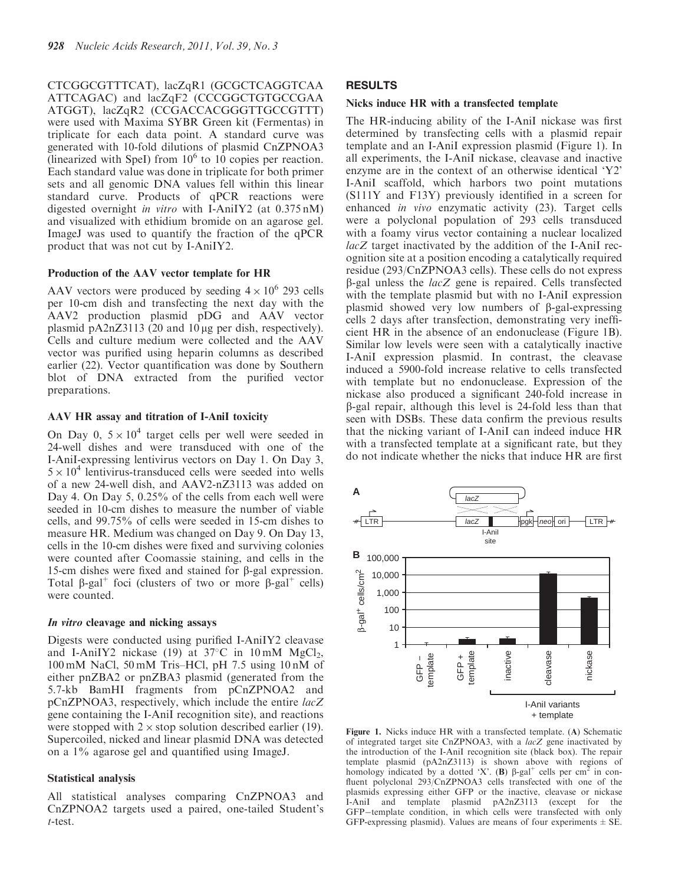CTCGGCGTTTCAT), lacZqR1 (GCGCTCAGGTCAA ATTCAGAC) and lacZqF2 (CCCGGCTGTGCCGAA ATGGT), lacZqR2 (CCGACCACGGGTTGCCGTTT) were used with Maxima SYBR Green kit (Fermentas) in triplicate for each data point. A standard curve was generated with 10-fold dilutions of plasmid CnZPNOA3 (linearized with SpeI) from $10^6$ to 10 copies per reaction. Each standard value was done in triplicate for both primer sets and all genomic DNA values fell within this linear standard curve. Products of qPCR reactions were digested overnight *in vitro* with I-AniIY2 (at 0.375 nM) and visualized with ethidium bromide on an agarose gel. ImageJ was used to quantify the fraction of the qPCR product that was not cut by I-AniIY2.

### Production of the AAV vector template for HR

AAV vectors were produced by seeding $4 \times 10^6$ 293 cells per 10-cm dish and transfecting the next day with the AAV2 production plasmid pDG and AAV vector plasmid pA2nZ3113 (20 and 10 μg per dish, respectively). Cells and culture medium were collected and the AAV vector was purified using heparin columns as described earlier (22). Vector quantification was done by Southern blot of DNA extracted from the purified vector preparations.

### AAV HR assay and titration of I-AniI toxicity

On Day 0, $5 \times 10^4$ target cells per well were seeded in 24-well dishes and were transduced with one of the I-AniI-expressing lentivirus vectors on Day 1. On Day 3, $5 \times 10^4$ lentivirus-transduced cells were seeded into wells of a new 24-well dish, and AAV2-nZ3113 was added on Day 4. On Day 5, 0.25% of the cells from each well were seeded in 10-cm dishes to measure the number of viable cells, and 99.75% of cells were seeded in 15-cm dishes to measure HR. Medium was changed on Day 9. On Day 13, cells in the 10-cm dishes were fixed and surviving colonies were counted after Coomassie staining, and cells in the 15-cm dishes were fixed and stained for β-gal expression. Total β-gal$^+$ foci (clusters of two or more β-gal$^+$ cells) were counted.

### *In vitro* cleavage and nicking assays

Digests were conducted using purified I-AniIY2 cleavase and I-AniIY2 nickase (19) at 37°C in 10 mM $MgCl_2$, 100 mM NaCl, 50 mM Tris–HCl, pH 7.5 using 10 nM of either pnZBA2 or pnZBA3 plasmid (generated from the 5.7-kb BamHI fragments from pCnZPNOA2 and pCnZPNOA3, respectively, which include the entire *lacZ* gene containing the I-AniI recognition site), and reactions were stopped with 2 × stop solution described earlier (19). Supercoiled, nicked and linear plasmid DNA was detected on a 1% agarose gel and quantified using ImageJ.

### Statistical analysis

All statistical analyses comparing CnZPNOA3 and CnZPNOA2 targets used a paired, one-tailed Student's *t*-test.

## RESULTS

### Nicks induce HR with a transfected template

The HR-inducing ability of the I-AniI nickase was first determined by transfecting cells with a plasmid repair template and an I-AniI expression plasmid (Figure 1). In all experiments, the I-AniI nickase, cleavase and inactive enzyme are in the context of an otherwise identical 'Y2' I-AniI scaffold, which harbors two point mutations (S111Y and F13Y) previously identified in a screen for enhanced *in vivo* enzymatic activity (23). Target cells were a polyclonal population of 293 cells transduced with a foamy virus vector containing a nuclear localized *lacZ* target inactivated by the addition of the I-AniI recognition site at a position encoding a catalytically required residue (293/CnZPNOA3 cells). These cells do not express β-gal unless the *lacZ* gene is repaired. Cells transfected with the template plasmid but with no I-AniI expression plasmid showed very low numbers of β-gal-expressing cells 2 days after transfection, demonstrating very inefficient HR in the absence of an endonuclease (Figure 1B). Similar low levels were seen with a catalytically inactive I-AniI expression plasmid. In contrast, the cleavase induced a 5900-fold increase relative to cells transfected with template but no endonuclease. Expression of the nickase also produced a significant 240-fold increase in β-gal repair, although this level is 24-fold less than that seen with DSBs. These data confirm the previous results that the nicking variant of I-AniI can indeed induce HR with a transfected template at a significant rate, but they do not indicate whether the nicks that induce HR are first

**Figure 1.** Nicks induce HR with a transfected template. (**A**) Schematic of integrated target site CnZPNOA3, with a *lacZ* gene inactivated by the introduction of the I-AniI recognition site (black box). The repair template plasmid (pA2nZ3113) is shown above with regions of homology indicated by a dotted 'X'. (**B**) β-gal$^+$ cells per $cm^2$ in confluent polyclonal 293/CnZPNOA3 cells transfected with one of the plasmids expressing either GFP or the inactive, cleavase or nickase I-AniI and template plasmid pA2nZ3113 (except for the GFP−template condition, in which cells were transfected with only GFP-expressing plasmid). Values are means of four experiments ± SE.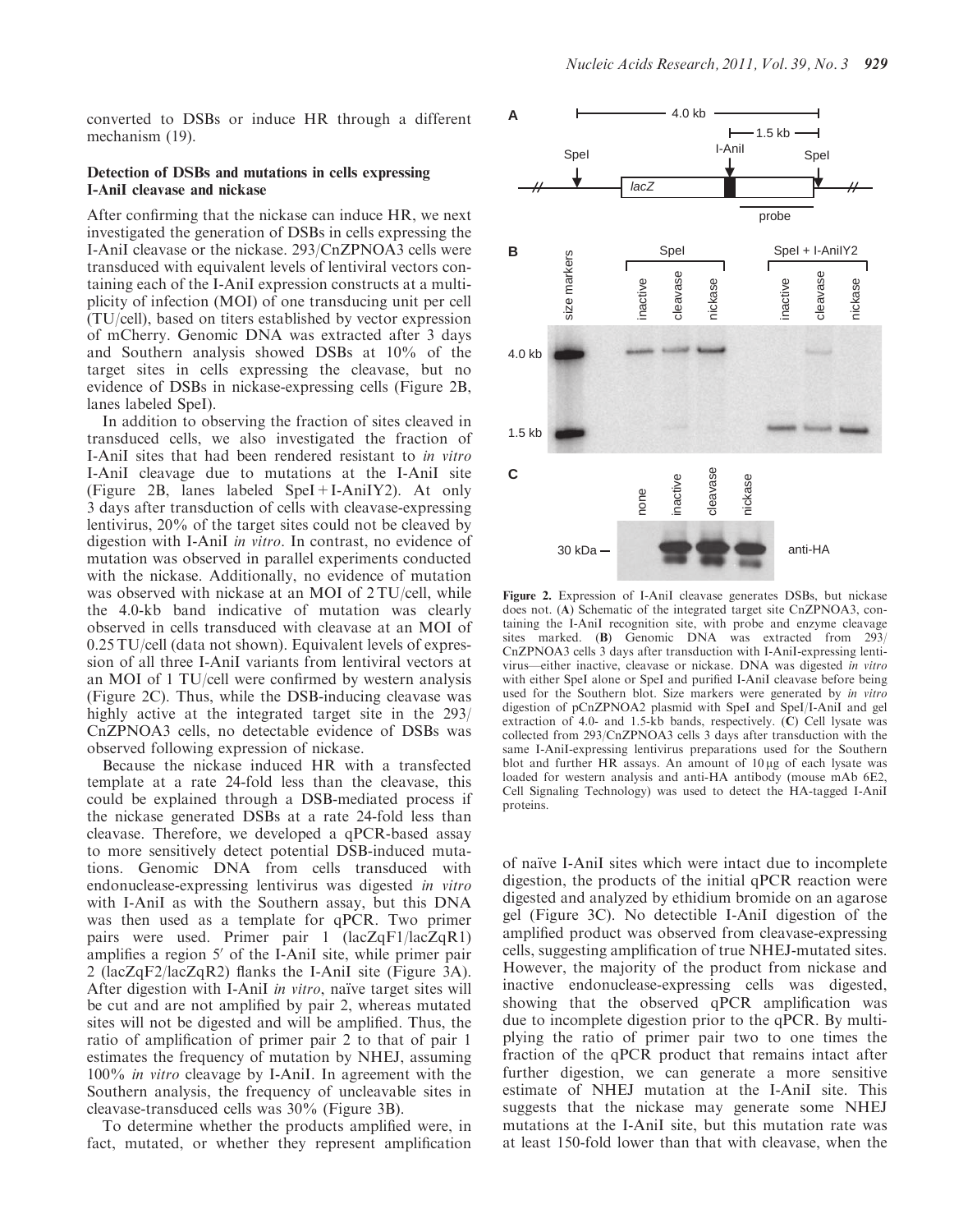converted to DSBs or induce HR through a different mechanism (19).

### Detection of DSBs and mutations in cells expressing I-AniI cleavase and nickase

After confirming that the nickase can induce HR, we next investigated the generation of DSBs in cells expressing the I-AniI cleavase or the nickase. 293/CnZPNOA3 cells were transduced with equivalent levels of lentiviral vectors containing each of the I-AniI expression constructs at a multiplicity of infection (MOI) of one transducing unit per cell (TU/cell), based on titers established by vector expression of mCherry. Genomic DNA was extracted after 3 days and Southern analysis showed DSBs at 10% of the target sites in cells expressing the cleavase, but no evidence of DSBs in nickase-expressing cells (Figure 2B, lanes labeled SpeI).

In addition to observing the fraction of sites cleaved in transduced cells, we also investigated the fraction of I-AniI sites that had been rendered resistant to *in vitro* I-AniI cleavage due to mutations at the I-AniI site (Figure 2B, lanes labeled SpeI + I-AniIY2). At only 3 days after transduction of cells with cleavase-expressing lentivirus, 20% of the target sites could not be cleaved by digestion with I-AniI *in vitro*. In contrast, no evidence of mutation was observed in parallel experiments conducted with the nickase. Additionally, no evidence of mutation was observed with nickase at an MOI of 2 TU/cell, while the 4.0-kb band indicative of mutation was clearly observed in cells transduced with cleavase at an MOI of 0.25 TU/cell (data not shown). Equivalent levels of expression of all three I-AniI variants from lentiviral vectors at an MOI of 1 TU/cell were confirmed by western analysis (Figure 2C). Thus, while the DSB-inducing cleavase was highly active at the integrated target site in the 293/CnZPNOA3 cells, no detectable evidence of DSBs was observed following expression of nickase.

Because the nickase induced HR with a transfected template at a rate 24-fold less than the cleavase, this could be explained through a DSB-mediated process if the nickase generated DSBs at a rate 24-fold less than cleavase. Therefore, we developed a qPCR-based assay to more sensitively detect potential DSB-induced mutations. Genomic DNA from cells transduced with endonuclease-expressing lentivirus was digested *in vitro* with I-AniI as with the Southern assay, but this DNA was then used as a template for qPCR. Two primer pairs were used. Primer pair 1 (lacZqF1/lacZqR1) amplifies a region 5′ of the I-AniI site, while primer pair 2 (lacZqF2/lacZqR2) flanks the I-AniI site (Figure 3A). After digestion with I-AniI *in vitro*, naïve target sites will be cut and are not amplified by pair 2, whereas mutated sites will not be digested and will be amplified. Thus, the ratio of amplification of primer pair 2 to that of pair 1 estimates the frequency of mutation by NHEJ, assuming 100% *in vitro* cleavage by I-AniI. In agreement with the Southern analysis, the frequency of uncleavable sites in cleavase-transduced cells was 30% (Figure 3B).

To determine whether the products amplified were, in fact, mutated, or whether they represent amplification of naïve I-AniI sites which were intact due to incomplete digestion, the products of the initial qPCR reaction were digested and analyzed by ethidium bromide on an agarose gel (Figure 3C). No detectible I-AniI digestion of the amplified product was observed from cleavase-expressing cells, suggesting amplification of true NHEJ-mutated sites. However, the majority of the product from nickase and inactive endonuclease-expressing cells was digested, showing that the observed qPCR amplification was due to incomplete digestion prior to the qPCR. By multiplying the ratio of primer pair two to one times the fraction of the qPCR product that remains intact after further digestion, we can generate a more sensitive estimate of NHEJ mutation at the I-AniI site. This suggests that the nickase may generate some NHEJ mutations at the I-AniI site, but this mutation rate was at least 150-fold lower than that with cleavase, when the

**Figure 2.** Expression of I-AniI cleavase generates DSBs, but nickase does not. (**A**) Schematic of the integrated target site CnZPNOA3, containing the I-AniI recognition site, with probe and enzyme cleavage sites marked. (**B**) Genomic DNA was extracted from 293/CnZPNOA3 cells 3 days after transduction with I-AniI-expressing lentivirus—either inactive, cleavase or nickase. DNA was digested *in vitro* with either SpeI alone or SpeI and purified I-AniI cleavase before being used for the Southern blot. Size markers were generated by *in vitro* digestion of pCnZPNOA2 plasmid with SpeI and SpeI/I-AniI and gel extraction of 4.0- and 1.5-kb bands, respectively. (**C**) Cell lysate was collected from 293/CnZPNOA3 cells 3 days after transduction with the same I-AniI-expressing lentivirus preparations used for the Southern blot and further HR assays. An amount of 10 µg of each lysate was loaded for western analysis and anti-HA antibody (mouse mAb 6E2, Cell Signaling Technology) was used to detect the HA-tagged I-AniI proteins.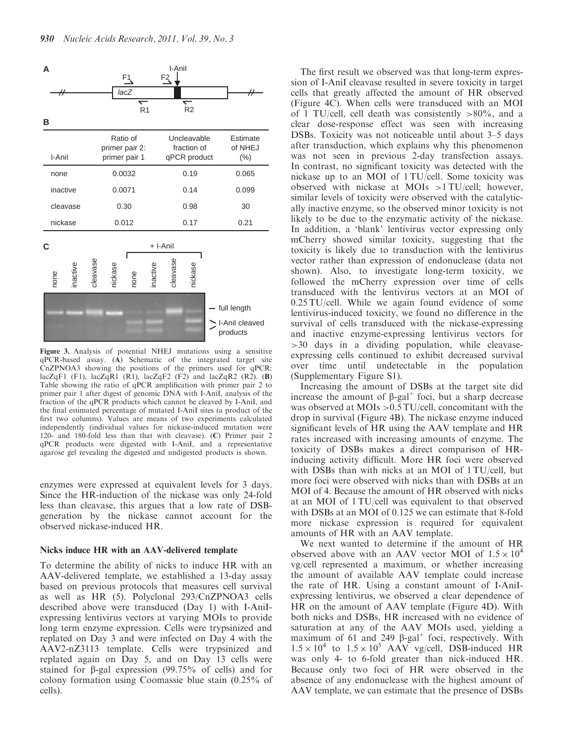| I-AniI | Ratio of primer pair 2: primer pair 1 | Uncleavable fraction of qPCR product | Estimate of NHEJ (%) |
|---|---|---|---|
| none | 0.0032 | 0.19 | 0.065 |
| inactive | 0.0071 | 0.14 | 0.099 |
| cleavase | 0.30 | 0.98 | 30 |
| nickase | 0.012 | 0.17 | 0.21 |

**Figure 3.** Analysis of potential NHEJ mutations using a sensitive qPCR-based assay. (**A**) Schematic of the integrated target site CnZPNOA3 showing the positions of the primers used for qPCR: lacZqF1 (F1), lacZqR1 (R1), lacZqF2 (F2) and lacZqR2 (R2). (**B**) Table showing the ratio of qPCR amplification with primer pair 2 to primer pair 1 after digest of genomic DNA with I-AniI, analysis of the fraction of the qPCR products which cannot be cleaved by I-AniI, and the final estimated percentage of mutated I-AniI sites (a product of the first two columns). Values are means of two experiments calculated independently (individual values for nickase-induced mutation were 120- and 180-fold less than that with cleavase). (**C**) Primer pair 2 qPCR products were digested with I-AniI, and a representative agarose gel revealing the digested and undigested products is shown.

enzymes were expressed at equivalent levels for 3 days. Since the HR-induction of the nickase was only 24-fold less than cleavase, this argues that a low rate of DSB-generation by the nickase cannot account for the observed nickase-induced HR.

### Nicks induce HR with an AAV-delivered template

To determine the ability of nicks to induce HR with an AAV-delivered template, we established a 13-day assay based on previous protocols that measures cell survival as well as HR (5). Polyclonal 293/CnZPNOA3 cells described above were transduced (Day 1) with I-AniI-expressing lentivirus vectors at varying MOIs to provide long term enzyme expression. Cells were trypsinized and replated on Day 3 and were infected on Day 4 with the AAV2-nZ3113 template. Cells were trypsinized and replated again on Day 5, and on Day 13 cells were stained for β-gal expression (99.75% of cells) and for colony formation using Coomassie blue stain (0.25% of cells).

The first result we observed was that long-term expression of I-AniI cleavase resulted in severe toxicity in target cells that greatly affected the amount of HR observed (Figure 4C). When cells were transduced with an MOI of 1 TU/cell, cell death was consistently >80%, and a clear dose-response effect was seen with increasing DSBs. Toxicity was not noticeable until about 3–5 days after transduction, which explains why this phenomenon was not seen in previous 2-day transfection assays. In contrast, no significant toxicity was detected with the nickase up to an MOI of 1 TU/cell. Some toxicity was observed with nickase at MOIs >1 TU/cell; however, similar levels of toxicity were observed with the catalytically inactive enzyme, so the observed minor toxicity is not likely to be due to the enzymatic activity of the nickase. In addition, a 'blank' lentivirus vector expressing only mCherry showed similar toxicity, suggesting that the toxicity is likely due to transduction with the lentivirus vector rather than expression of endonuclease (data not shown). Also, to investigate long-term toxicity, we followed the mCherry expression over time of cells transduced with the lentivirus vectors at an MOI of 0.25 TU/cell. While we again found evidence of some lentivirus-induced toxicity, we found no difference in the survival of cells transduced with the nickase-expressing and inactive enzyme-expressing lentivirus vectors for >30 days in a dividing population, while cleavase-expressing cells continued to exhibit decreased survival over time until undetectable in the population (Supplementary Figure S1).

Increasing the amount of DSBs at the target site did increase the amount of $\beta$-gal$^+$ foci, but a sharp decrease was observed at MOIs >0.5 TU/cell, concomitant with the drop in survival (Figure 4B). The nickase enzyme induced significant levels of HR using the AAV template and HR rates increased with increasing amounts of enzyme. The toxicity of DSBs makes a direct comparison of HR-inducing activity difficult. More HR foci were observed with DSBs than with nicks at an MOI of 1 TU/cell, but more foci were observed with nicks than with DSBs at an MOI of 4. Because the amount of HR observed with nicks at an MOI of 1 TU/cell was equivalent to that observed with DSBs at an MOI of 0.125 we can estimate that 8-fold more nickase expression is required for equivalent amounts of HR with an AAV template.

We next wanted to determine if the amount of HR observed above with an AAV vector MOI of $1.5 \times 10^4$ vg/cell represented a maximum, or whether increasing the amount of available AAV template could increase the rate of HR. Using a constant amount of I-AniI-expressing lentivirus, we observed a clear dependence of HR on the amount of AAV template (Figure 4D). With both nicks and DSBs, HR increased with no evidence of saturation at any of the AAV MOIs used, yielding a maximum of 61 and 249 $\beta$-gal$^+$ foci, respectively. With $1.5 \times 10^4$ to $1.5 \times 10^5$ AAV vg/cell, DSB-induced HR was only 4- to 6-fold greater than nick-induced HR. Because only two foci of HR were observed in the absence of any endonuclease with the highest amount of AAV template, we can estimate that the presence of DSBs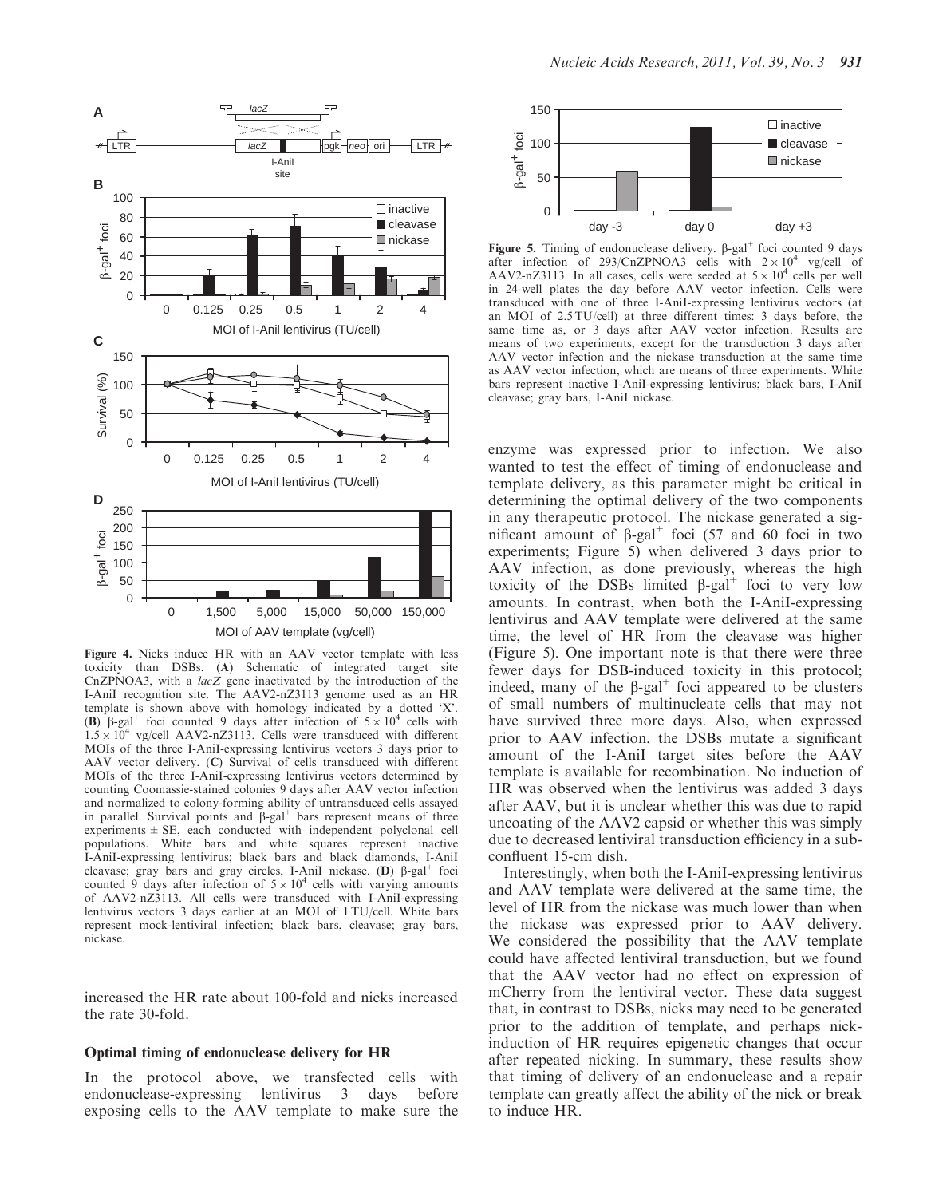**Figure 4.** Nicks induce HR with an AAV vector template with less toxicity than DSBs. (**A**) Schematic of integrated target site CnZPNOA3, with a *lacZ* gene inactivated by the introduction of the I-AniI recognition site. The AAV2-nZ3113 genome used as an HR template is shown above with homology indicated by a dotted 'X'. (**B**) β-gal$^+$ foci counted 9 days after infection of $5 \times 10^4$ cells with $1.5 \times 10^4$ vg/cell AAV2-nZ3113. Cells were transduced with different MOIs of the three I-AniI-expressing lentivirus vectors 3 days prior to AAV vector delivery. (**C**) Survival of cells transduced with different MOIs of the three I-AniI-expressing lentivirus vectors determined by counting Coomassie-stained colonies 9 days after AAV vector infection and normalized to colony-forming ability of untransduced cells assayed in parallel. Survival points and β-gal$^+$ bars represent means of three experiments ± SE, each conducted with independent polyclonal cell populations. White bars and white squares represent inactive I-AniI-expressing lentivirus; black bars and black diamonds, I-AniI cleavase; gray bars and gray circles, I-AniI nickase. (**D**) β-gal$^+$ foci counted 9 days after infection of $5 \times 10^4$ cells with varying amounts of AAV2-nZ3113. All cells were transduced with I-AniI-expressing lentivirus vectors 3 days earlier at an MOI of 1 TU/cell. White bars represent mock-lentiviral infection; black bars, cleavase; gray bars, nickase.

increased the HR rate about 100-fold and nicks increased the rate 30-fold.

### Optimal timing of endonuclease delivery for HR

In the protocol above, we transfected cells with endonuclease-expressing lentivirus 3 days before exposing cells to the AAV template to make sure the enzyme was expressed prior to infection. We also wanted to test the effect of timing of endonuclease and template delivery, as this parameter might be critical in determining the optimal delivery of the two components in any therapeutic protocol. The nickase generated a significant amount of β-gal$^+$ foci (57 and 60 foci in two experiments; Figure 5) when delivered 3 days prior to AAV infection, as done previously, whereas the high toxicity of the DSBs limited β-gal$^+$ foci to very low amounts. In contrast, when both the I-AniI-expressing lentivirus and AAV template were delivered at the same time, the level of HR from the cleavase was higher (Figure 5). One important note is that there were three fewer days for DSB-induced toxicity in this protocol; indeed, many of the β-gal$^+$ foci appeared to be clusters of small numbers of multinucleate cells that may not have survived three more days. Also, when expressed prior to AAV infection, the DSBs mutate a significant amount of the I-AniI target sites before the AAV template is available for recombination. No induction of HR was observed when the lentivirus was added 3 days after AAV, but it is unclear whether this was due to rapid uncoating of the AAV2 capsid or whether this was simply due to decreased lentiviral transduction efficiency in a subconfluent 15-cm dish.

Interestingly, when both the I-AniI-expressing lentivirus and AAV template were delivered at the same time, the level of HR from the nickase was much lower than when the nickase was expressed prior to AAV delivery. We considered the possibility that the AAV template could have affected lentiviral transduction, but we found that the AAV vector had no effect on expression of mCherry from the lentiviral vector. These data suggest that, in contrast to DSBs, nicks may need to be generated prior to the addition of template, and perhaps nick-induction of HR requires epigenetic changes that occur after repeated nicking. In summary, these results show that timing of delivery of an endonuclease and a repair template can greatly affect the ability of the nick or break to induce HR.

**Figure 5.** Timing of endonuclease delivery. β-gal$^+$ foci counted 9 days after infection of 293/CnZPNOA3 cells with $2 \times 10^4$ vg/cell of AAV2-nZ3113. In all cases, cells were seeded at $5 \times 10^4$ cells per well in 24-well plates the day before AAV vector infection. Cells were transduced with one of three I-AniI-expressing lentivirus vectors (at an MOI of 2.5 TU/cell) at three different times: 3 days before, the same time as, or 3 days after AAV vector infection. Results are means of two experiments, except for the transduction 3 days after AAV vector infection and the nickase transduction at the same time as AAV vector infection, which are means of three experiments. White bars represent inactive I-AniI-expressing lentivirus; black bars, I-AniI cleavase; gray bars, I-AniI nickase.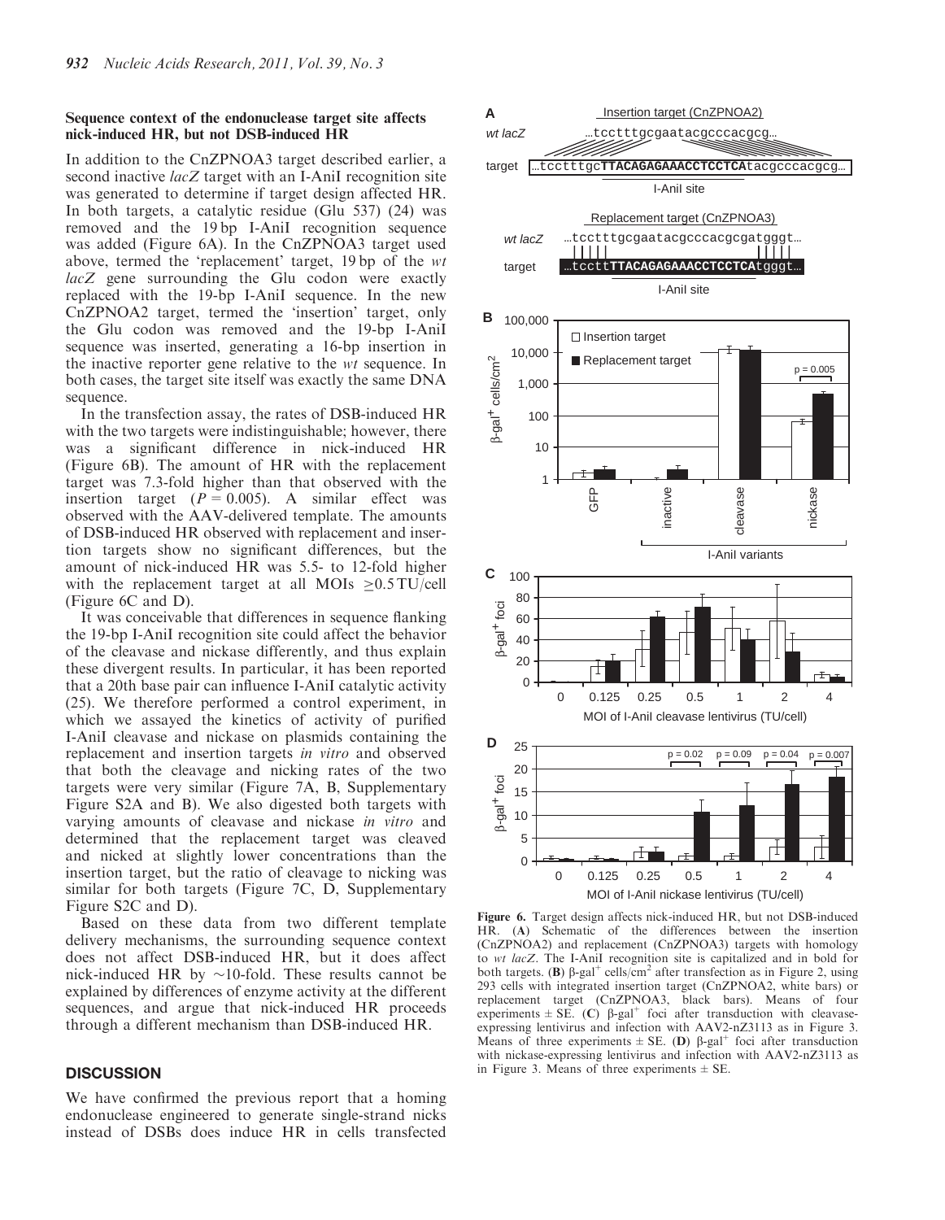### Sequence context of the endonuclease target site affects nick-induced HR, but not DSB-induced HR

In addition to the CnZPNOA3 target described earlier, a second inactive *lacZ* target with an I-AniI recognition site was generated to determine if target design affected HR. In both targets, a catalytic residue (Glu 537) (24) was removed and the 19 bp I-AniI recognition sequence was added (Figure 6A). In the CnZPNOA3 target used above, termed the 'replacement' target, 19 bp of the *wt lacZ* gene surrounding the Glu codon were exactly replaced with the 19-bp I-AniI sequence. In the new CnZPNOA2 target, termed the 'insertion' target, only the Glu codon was removed and the 19-bp I-AniI sequence was inserted, generating a 16-bp insertion in the inactive reporter gene relative to the *wt* sequence. In both cases, the target site itself was exactly the same DNA sequence.

In the transfection assay, the rates of DSB-induced HR with the two targets were indistinguishable; however, there was a significant difference in nick-induced HR (Figure 6B). The amount of HR with the replacement target was 7.3-fold higher than that observed with the insertion target ($P = 0.005$). A similar effect was observed with the AAV-delivered template. The amounts of DSB-induced HR observed with replacement and insertion targets show no significant differences, but the amount of nick-induced HR was 5.5- to 12-fold higher with the replacement target at all MOIs $\geq 0.5$ TU/cell (Figure 6C and D).

It was conceivable that differences in sequence flanking the 19-bp I-AniI recognition site could affect the behavior of the cleavase and nickase differently, and thus explain these divergent results. In particular, it has been reported that a 20th base pair can influence I-AniI catalytic activity (25). We therefore performed a control experiment, in which we assayed the kinetics of activity of purified I-AniI cleavase and nickase on plasmids containing the replacement and insertion targets *in vitro* and observed that both the cleavage and nicking rates of the two targets were very similar (Figure 7A, B, Supplementary Figure S2A and B). We also digested both targets with varying amounts of cleavase and nickase *in vitro* and determined that the replacement target was cleaved and nicked at slightly lower concentrations than the insertion target, but the ratio of cleavage to nicking was similar for both targets (Figure 7C, D, Supplementary Figure S2C and D).

Based on these data from two different template delivery mechanisms, the surrounding sequence context does not affect DSB-induced HR, but it does affect nick-induced HR by ~10-fold. These results cannot be explained by differences of enzyme activity at the different sequences, and argue that nick-induced HR proceeds through a different mechanism than DSB-induced HR.

## DISCUSSION

We have confirmed the previous report that a homing endonuclease engineered to generate single-strand nicks instead of DSBs does induce HR in cells transfected

**Figure 6.** Target design affects nick-induced HR, but not DSB-induced HR. (**A**) Schematic of the differences between the insertion (CnZPNOA2) and replacement (CnZPNOA3) targets with homology to *wt lacZ*. The I-AniI recognition site is capitalized and in bold for both targets. (**B**) β-gal$^+$ cells/cm$^2$ after transfection as in Figure 2, using 293 cells with integrated insertion target (CnZPNOA2, white bars) or replacement target (CnZPNOA3, black bars). Means of four experiments ± SE. (**C**) β-gal$^+$ foci after transduction with cleavase-expressing lentivirus and infection with AAV2-nZ3113 as in Figure 3. Means of three experiments ± SE. (**D**) β-gal$^+$ foci after transduction with nickase-expressing lentivirus and infection with AAV2-nZ3113 as in Figure 3. Means of three experiments ± SE.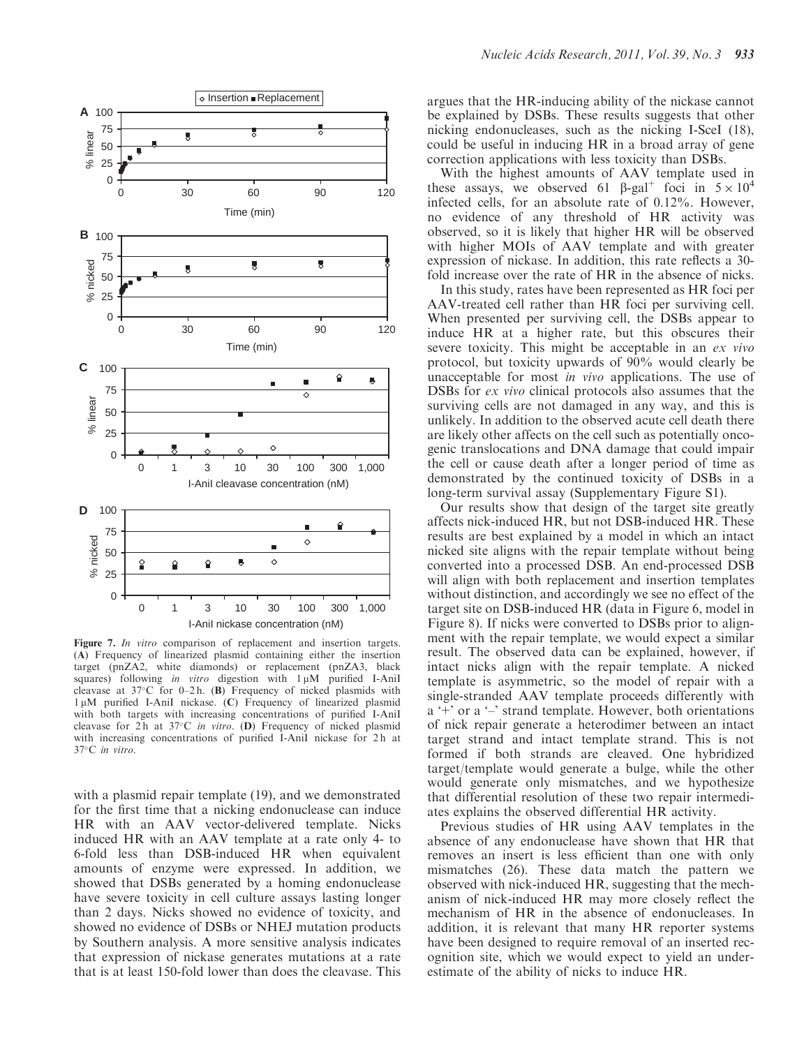**Figure 7.** *In vitro* comparison of replacement and insertion targets. (**A**) Frequency of linearized plasmid containing either the insertion target (pnZA2, white diamonds) or replacement (pnZA3, black squares) following *in vitro* digestion with 1 µM purified I-AniI cleavase at 37°C for 0–2 h. (**B**) Frequency of nicked plasmids with 1 µM purified I-AniI nickase. (**C**) Frequency of linearized plasmid with both targets with increasing concentrations of purified I-AniI cleavase for 2 h at 37°C *in vitro*. (**D**) Frequency of nicked plasmid with increasing concentrations of purified I-AniI nickase for 2 h at 37°C *in vitro*.

with a plasmid repair template (19), and we demonstrated for the first time that a nicking endonuclease can induce HR with an AAV vector-delivered template. Nicks induced HR with an AAV template at a rate only 4- to 6-fold less than DSB-induced HR when equivalent amounts of enzyme were expressed. In addition, we showed that DSBs generated by a homing endonuclease have severe toxicity in cell culture assays lasting longer than 2 days. Nicks showed no evidence of toxicity, and showed no evidence of DSBs or NHEJ mutation products by Southern analysis. A more sensitive analysis indicates that expression of nickase generates mutations at a rate that is at least 150-fold lower than does the cleavase. This argues that the HR-inducing ability of the nickase cannot be explained by DSBs. These results suggests that other nicking endonucleases, such as the nicking I-SceI (18), could be useful in inducing HR in a broad array of gene correction applications with less toxicity than DSBs.

With the highest amounts of AAV template used in these assays, we observed 61 β-gal$^+$ foci in $5 \times 10^4$ infected cells, for an absolute rate of 0.12%. However, no evidence of any threshold of HR activity was observed, so it is likely that higher HR will be observed with higher MOIs of AAV template and with greater expression of nickase. In addition, this rate reflects a 30-fold increase over the rate of HR in the absence of nicks.

In this study, rates have been represented as HR foci per AAV-treated cell rather than HR foci per surviving cell. When presented per surviving cell, the DSBs appear to induce HR at a higher rate, but this obscures their severe toxicity. This might be acceptable in an *ex vivo* protocol, but toxicity upwards of 90% would clearly be unacceptable for most *in vivo* applications. The use of DSBs for *ex vivo* clinical protocols also assumes that the surviving cells are not damaged in any way, and this is unlikely. In addition to the observed acute cell death there are likely other affects on the cell such as potentially oncogenic translocations and DNA damage that could impair the cell or cause death after a longer period of time as demonstrated by the continued toxicity of DSBs in a long-term survival assay (Supplementary Figure S1).

Our results show that design of the target site greatly affects nick-induced HR, but not DSB-induced HR. These results are best explained by a model in which an intact nicked site aligns with the repair template without being converted into a processed DSB. An end-processed DSB will align with both replacement and insertion templates without distinction, and accordingly we see no effect of the target site on DSB-induced HR (data in Figure 6, model in Figure 8). If nicks were converted to DSBs prior to alignment with the repair template, we would expect a similar result. The observed data can be explained, however, if intact nicks align with the repair template. A nicked template is asymmetric, so the model of repair with a single-stranded AAV template proceeds differently with a '+' or a '–' strand template. However, both orientations of nick repair generate a heterodimer between an intact target strand and intact template strand. This is not formed if both strands are cleaved. One hybridized target/template would generate a bulge, while the other would generate only mismatches, and we hypothesize that differential resolution of these two repair intermediates explains the observed differential HR activity.

Previous studies of HR using AAV templates in the absence of any endonuclease have shown that HR that removes an insert is less efficient than one with only mismatches (26). These data match the pattern we observed with nick-induced HR, suggesting that the mechanism of nick-induced HR may more closely reflect the mechanism of HR in the absence of endonucleases. In addition, it is relevant that many HR reporter systems have been designed to require removal of an inserted recognition site, which we would expect to yield an underestimate of the ability of nicks to induce HR.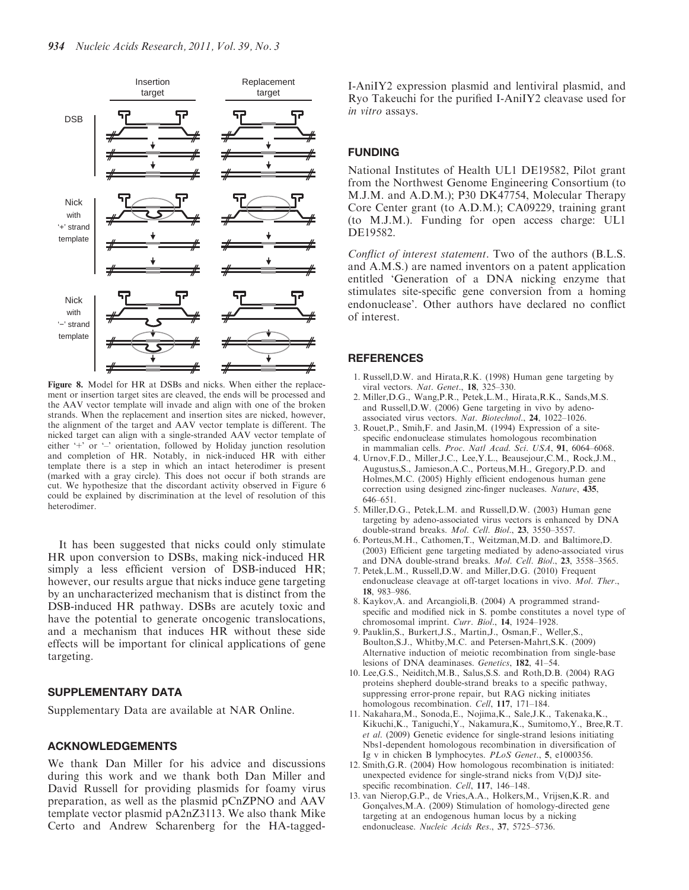Figure 8. Model for HR at DSBs and nicks. When either the replacement or insertion target sites are cleaved, the ends will be processed and the AAV vector template will invade and align with one of the broken strands. When the replacement and insertion sites are nicked, however, the alignment of the target and AAV vector template is different. The nicked target can align with a single-stranded AAV vector template of either '+' or '–' orientation, followed by Holiday junction resolution and completion of HR. Notably, in nick-induced HR with either template there is a step in which an intact heterodimer is present (marked with a gray circle). This does not occur if both strands are cut. We hypothesize that the discordant activity observed in Figure 6 could be explained by discrimination at the level of resolution of this heterodimer.

It has been suggested that nicks could only stimulate HR upon conversion to DSBs, making nick-induced HR simply a less efficient version of DSB-induced HR; however, our results argue that nicks induce gene targeting by an uncharacterized mechanism that is distinct from the DSB-induced HR pathway. DSBs are acutely toxic and have the potential to generate oncogenic translocations, and a mechanism that induces HR without these side effects will be important for clinical applications of gene targeting.

## SUPPLEMENTARY DATA

Supplementary Data are available at NAR Online.

## ACKNOWLEDGEMENTS

We thank Dan Miller for his advice and discussions during this work and we thank both Dan Miller and David Russell for providing plasmids for foamy virus preparation, as well as the plasmid pCnZPNO and AAV template vector plasmid pA2nZ3113. We also thank Mike Certo and Andrew Scharenberg for the HA-tagged-I-AniIY2 expression plasmid and lentiviral plasmid, and Ryo Takeuchi for the purified I-AniIY2 cleavase used for *in vitro* assays.

## FUNDING

National Institutes of Health UL1 DE19582, Pilot grant from the Northwest Genome Engineering Consortium (to M.J.M. and A.D.M.); P30 DK47754, Molecular Therapy Core Center grant (to A.D.M.); CA09229, training grant (to M.J.M.). Funding for open access charge: UL1 DE19582.

*Conflict of interest statement*. Two of the authors (B.L.S. and A.M.S.) are named inventors on a patent application entitled 'Generation of a DNA nicking enzyme that stimulates site-specific gene conversion from a homing endonuclease'. Other authors have declared no conflict of interest.

## REFERENCES

1. Russell,D.W. and Hirata,R.K. (1998) Human gene targeting by viral vectors. *Nat. Genet.*, **18**, 325–330.
2. Miller,D.G., Wang,P.R., Petek,L.M., Hirata,R.K., Sands,M.S. and Russell,D.W. (2006) Gene targeting in vivo by adeno-associated virus vectors. *Nat. Biotechnol.*, **24**, 1022–1026.
3. Rouet,P., Smih,F. and Jasin,M. (1994) Expression of a site-specific endonuclease stimulates homologous recombination in mammalian cells. *Proc. Natl Acad. Sci. USA*, **91**, 6064–6068.
4. Urnov,F.D., Miller,J.C., Lee,Y.L., Beausejour,C.M., Rock,J.M., Augustus,S., Jamieson,A.C., Porteus,M.H., Gregory,P.D. and Holmes,M.C. (2005) Highly efficient endogenous human gene correction using designed zinc-finger nucleases. *Nature*, **435**, 646–651.
5. Miller,D.G., Petek,L.M. and Russell,D.W. (2003) Human gene targeting by adeno-associated virus vectors is enhanced by DNA double-strand breaks. *Mol. Cell. Biol.*, **23**, 3550–3557.
6. Porteus,M.H., Cathomen,T., Weitzman,M.D. and Baltimore,D. (2003) Efficient gene targeting mediated by adeno-associated virus and DNA double-strand breaks. *Mol. Cell. Biol.*, **23**, 3558–3565.
7. Petek,L.M., Russell,D.W. and Miller,D.G. (2010) Frequent endonuclease cleavage at off-target locations in vivo. *Mol. Ther.*, **18**, 983–986.
8. Kaykov,A. and Arcangioli,B. (2004) A programmed strand-specific and modified nick in S. pombe constitutes a novel type of chromosomal imprint. *Curr. Biol.*, **14**, 1924–1928.
9. Pauklin,S., Burkert,J.S., Martin,J., Osman,F., Weller,S., Boulton,S.J., Whitby,M.C. and Petersen-Mahrt,S.K. (2009) Alternative induction of meiotic recombination from single-base lesions of DNA deaminases. *Genetics*, **182**, 41–54.
10. Lee,G.S., Neiditch,M.B., Salus,S.S. and Roth,D.B. (2004) RAG proteins shepherd double-strand breaks to a specific pathway, suppressing error-prone repair, but RAG nicking initiates homologous recombination. *Cell*, **117**, 171–184.
11. Nakahara,M., Sonoda,E., Nojima,K., Sale,J.K., Takenaka,K., Kikuchi,K., Taniguchi,Y., Nakamura,K., Sumitomo,Y., Bree,R.T. *et al*. (2009) Genetic evidence for single-strand lesions initiating Nbs1-dependent homologous recombination in diversification of Ig v in chicken B lymphocytes. *PLoS Genet.*, **5**, e1000356.
12. Smith,G.R. (2004) How homologous recombination is initiated: unexpected evidence for single-strand nicks from V(D)J site-specific recombination. *Cell*, **117**, 146–148.
13. van Nierop,G.P., de Vries,A.A., Holkers,M., Vrijsen,K.R. and Gonçalves,M.A. (2009) Stimulation of homology-directed gene targeting at an endogenous human locus by a nicking endonuclease. *Nucleic Acids Res.*, **37**, 5725–5736.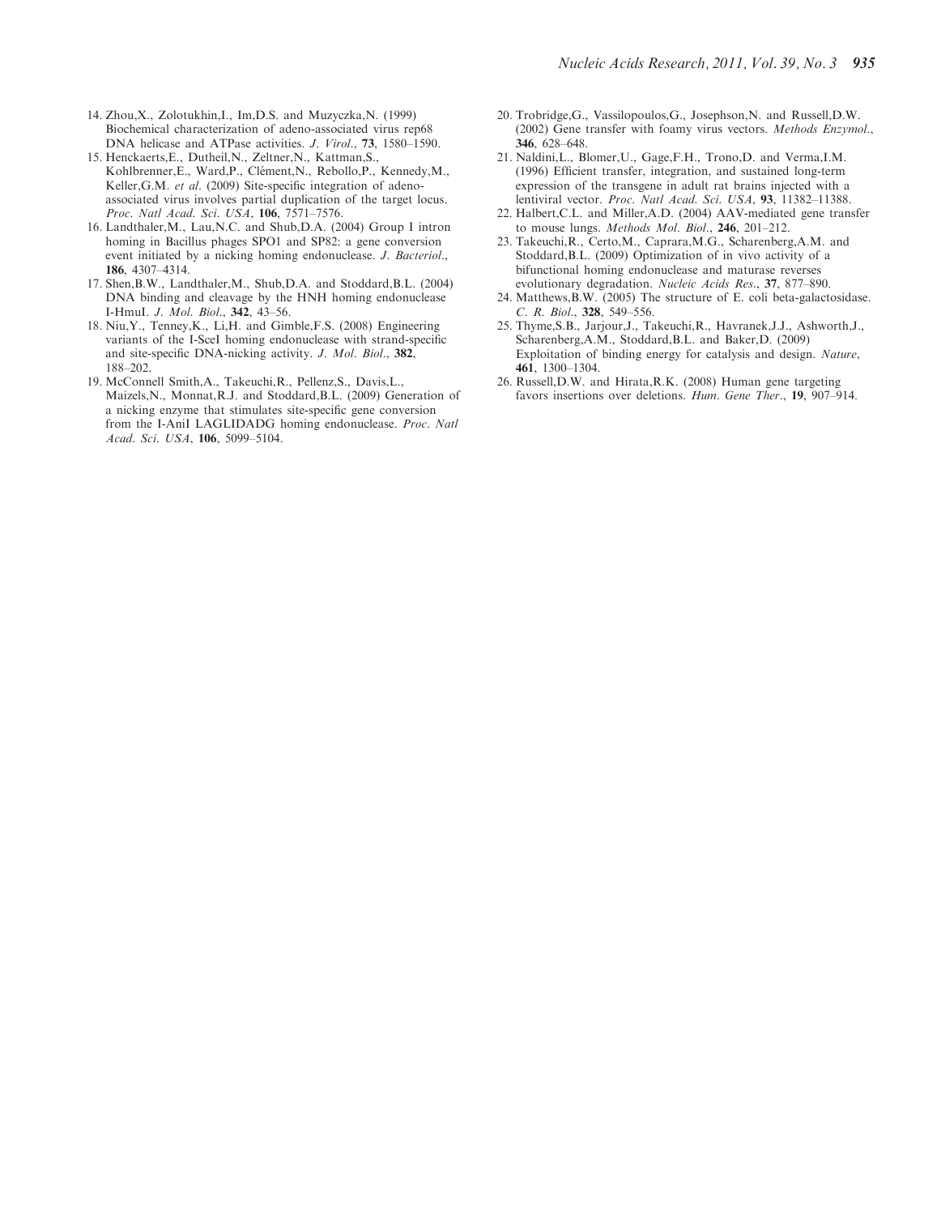14. Zhou,X., Zolotukhin,I., Im,D.S. and Muzyczka,N. (1999) Biochemical characterization of adeno-associated virus rep68 DNA helicase and ATPase activities. *J. Virol.*, **73**, 1580–1590.
15. Henckaerts,E., Dutheil,N., Zeltner,N., Kattman,S., Kohlbrenner,E., Ward,P., Clément,N., Rebollo,P., Kennedy,M., Keller,G.M. *et al.* (2009) Site-specific integration of adeno-associated virus involves partial duplication of the target locus. *Proc. Natl Acad. Sci. USA*, **106**, 7571–7576.
16. Landthaler,M., Lau,N.C. and Shub,D.A. (2004) Group I intron homing in Bacillus phages SPO1 and SP82: a gene conversion event initiated by a nicking homing endonuclease. *J. Bacteriol.*, **186**, 4307–4314.
17. Shen,B.W., Landthaler,M., Shub,D.A. and Stoddard,B.L. (2004) DNA binding and cleavage by the HNH homing endonuclease I-HmuI. *J. Mol. Biol.*, **342**, 43–56.
18. Niu,Y., Tenney,K., Li,H. and Gimble,F.S. (2008) Engineering variants of the I-SceI homing endonuclease with strand-specific and site-specific DNA-nicking activity. *J. Mol. Biol.*, **382**, 188–202.
19. McConnell Smith,A., Takeuchi,R., Pellenz,S., Davis,L., Maizels,N., Monnat,R.J. and Stoddard,B.L. (2009) Generation of a nicking enzyme that stimulates site-specific gene conversion from the I-AniI LAGLIDADG homing endonuclease. *Proc. Natl Acad. Sci. USA*, **106**, 5099–5104.
20. Trobridge,G., Vassilopoulos,G., Josephson,N. and Russell,D.W. (2002) Gene transfer with foamy virus vectors. *Methods Enzymol.*, **346**, 628–648.
21. Naldini,L., Blomer,U., Gage,F.H., Trono,D. and Verma,I.M. (1996) Efficient transfer, integration, and sustained long-term expression of the transgene in adult rat brains injected with a lentiviral vector. *Proc. Natl Acad. Sci. USA*, **93**, 11382–11388.
22. Halbert,C.L. and Miller,A.D. (2004) AAV-mediated gene transfer to mouse lungs. *Methods Mol. Biol.*, **246**, 201–212.
23. Takeuchi,R., Certo,M., Caprara,M.G., Scharenberg,A.M. and Stoddard,B.L. (2009) Optimization of in vivo activity of a bifunctional homing endonuclease and maturase reverses evolutionary degradation. *Nucleic Acids Res.*, **37**, 877–890.
24. Matthews,B.W. (2005) The structure of E. coli beta-galactosidase. *C. R. Biol.*, **328**, 549–556.
25. Thyme,S.B., Jarjour,J., Takeuchi,R., Havranek,J.J., Ashworth,J., Scharenberg,A.M., Stoddard,B.L. and Baker,D. (2009) Exploitation of binding energy for catalysis and design. *Nature*, **461**, 1300–1304.
26. Russell,D.W. and Hirata,R.K. (2008) Human gene targeting favors insertions over deletions. *Hum. Gene Ther.*, **19**, 907–914.